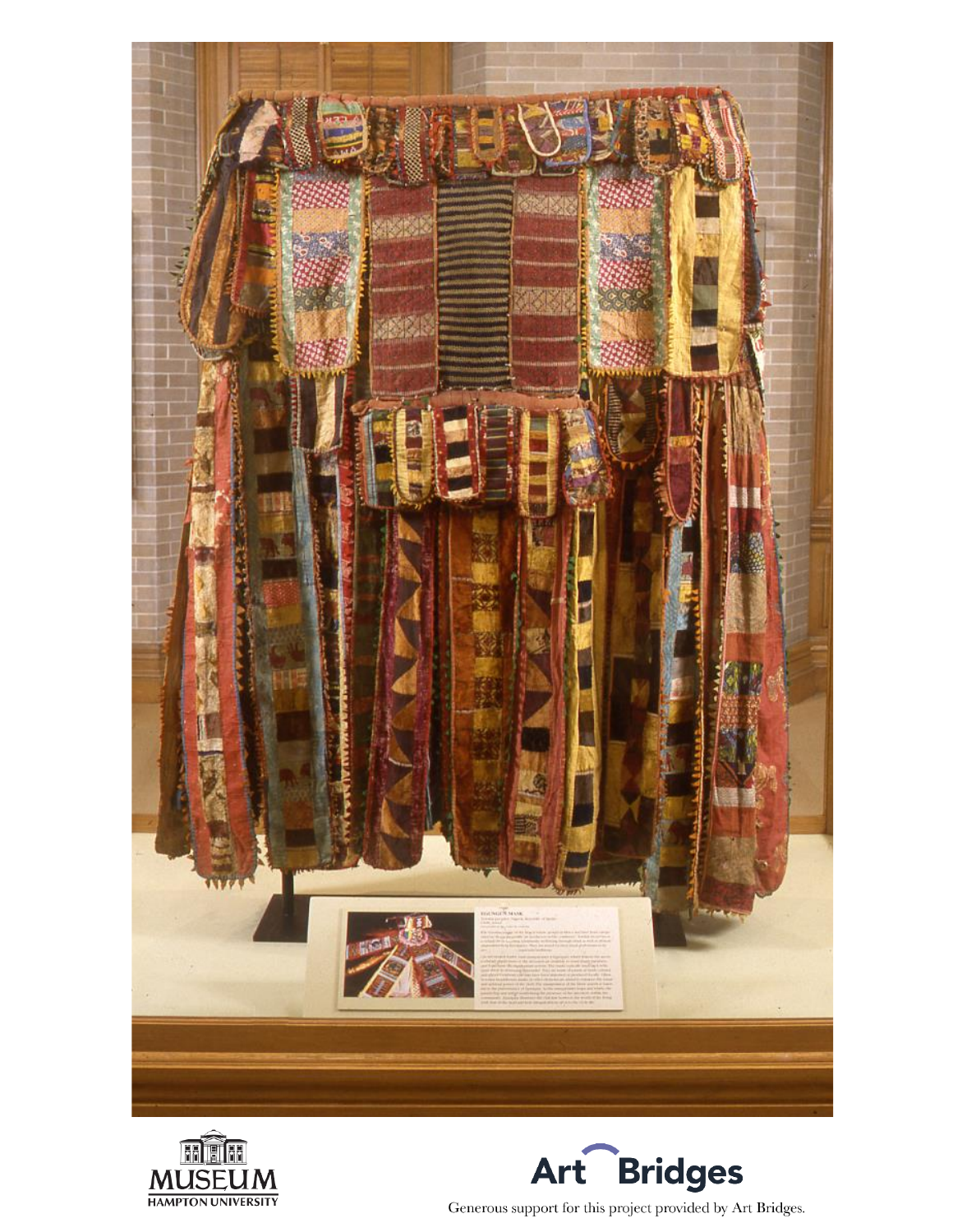MUSEUM
HAMPTON UNIVERSITY

Art Bridges

Generous support for this project provided by Art Bridges.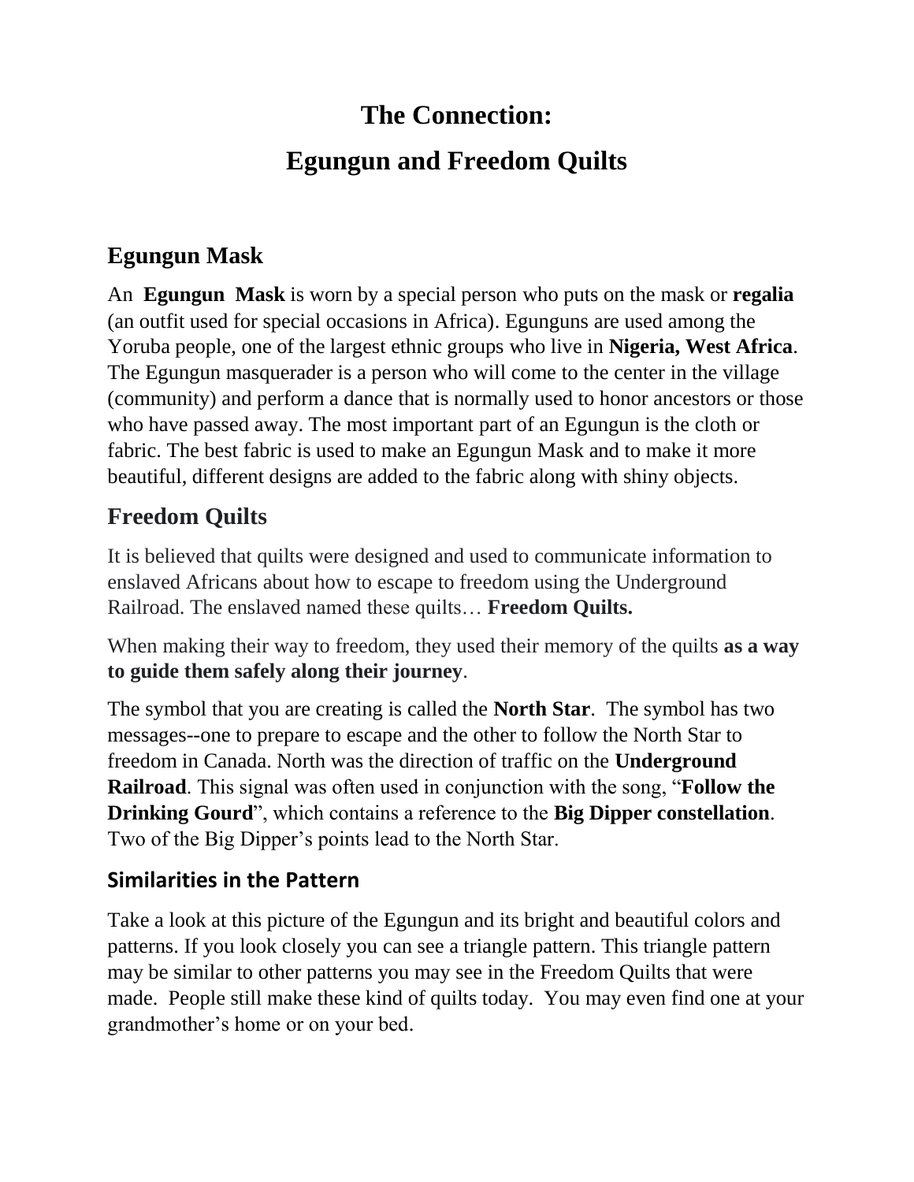# The Connection:

# Egungun and Freedom Quilts

## Egungun Mask

An **Egungun Mask** is worn by a special person who puts on the mask or **regalia** (an outfit used for special occasions in Africa). Egunguns are used among the Yoruba people, one of the largest ethnic groups who live in **Nigeria, West Africa**. The Egungun masquerader is a person who will come to the center in the village (community) and perform a dance that is normally used to honor ancestors or those who have passed away. The most important part of an Egungun is the cloth or fabric. The best fabric is used to make an Egungun Mask and to make it more beautiful, different designs are added to the fabric along with shiny objects.

## Freedom Quilts

It is believed that quilts were designed and used to communicate information to enslaved Africans about how to escape to freedom using the Underground Railroad. The enslaved named these quilts… **Freedom Quilts.**

When making their way to freedom, they used their memory of the quilts **as a way to guide them safely along their journey**.

The symbol that you are creating is called the **North Star**. The symbol has two messages--one to prepare to escape and the other to follow the North Star to freedom in Canada. North was the direction of traffic on the **Underground Railroad**. This signal was often used in conjunction with the song, "**Follow the Drinking Gourd**", which contains a reference to the **Big Dipper constellation**. Two of the Big Dipper's points lead to the North Star.

### Similarities in the Pattern

Take a look at this picture of the Egungun and its bright and beautiful colors and patterns. If you look closely you can see a triangle pattern. This triangle pattern may be similar to other patterns you may see in the Freedom Quilts that were made. People still make these kind of quilts today. You may even find one at your grandmother's home or on your bed.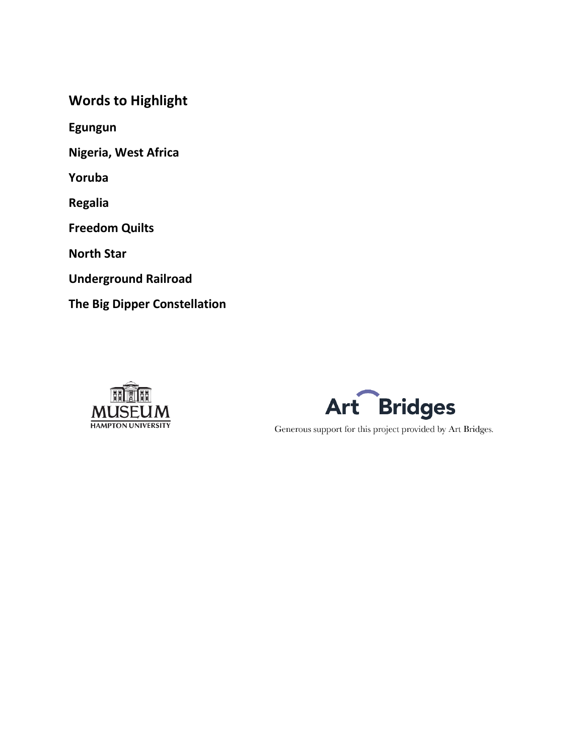## Words to Highlight

**Egungun**

**Nigeria, West Africa**

**Yoruba**

**Regalia**

**Freedom Quilts**

**North Star**

**Underground Railroad**

**The Big Dipper Constellation**

MUSEUM
HAMPTON UNIVERSITY

Art Bridges

Generous support for this project provided by Art Bridges.